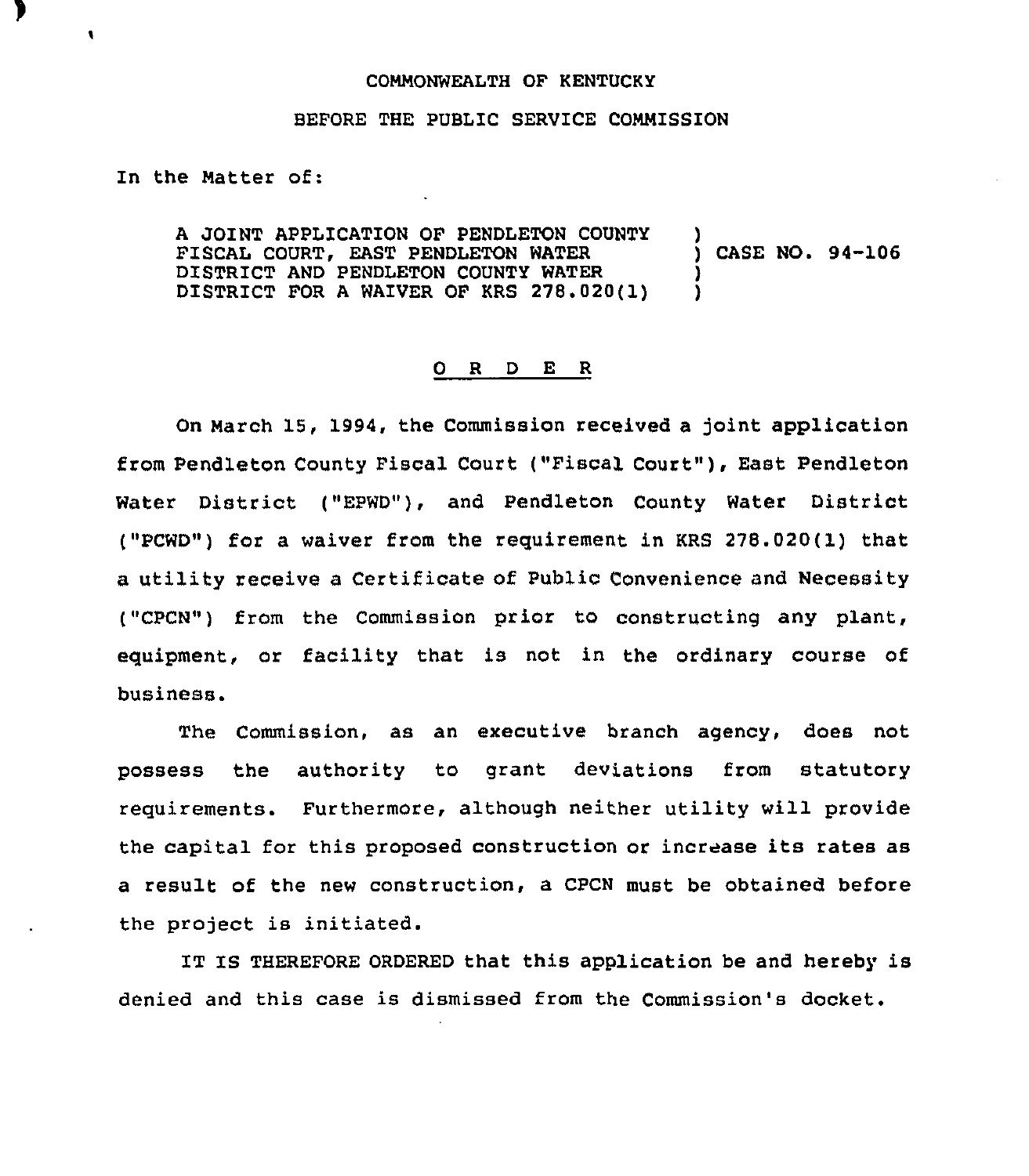COMMONWEALTH OF KENTUCKY

BEFORE THE PUBLIC SERVICE COMMISSION

In the Matter of:

A JOINT APPLICATION OF PENDLETON COUNTY FISCAL COURT, EAST PENDLETON WATER DISTRICT AND PENDLETON COUNTY WATER DISTRICT FOR A WAIVER OF KRS 278.020(1) ) CASE NO. 94-106

O R D E R

On March 15, 1994, the Commission received a joint application from Pendleton County Fiscal Court ("Fiscal Court"), East Pendleton Water District ("EPWD"), and Pendleton County Water District ("PCWD") for a waiver from the requirement in KRS 278.020(1) that a utility receive a Certificate of Public Convenience and Necessity ("CPCN") from the Commission prior to constructing any plant, equipment, or facility that is not in the ordinary course of business.

The Commission, as an executive branch agency, does not possess the authority to grant deviations from statutory requirements. Furthermore, although neither utility will provide the capital for this proposed construction or increase its rates as a result of the new construction, a CPCN must be obtained before the project is initiated.

IT IS THEREFORE ORDERED that this application be and hereby is denied and this case is dismissed from the Commission's docket.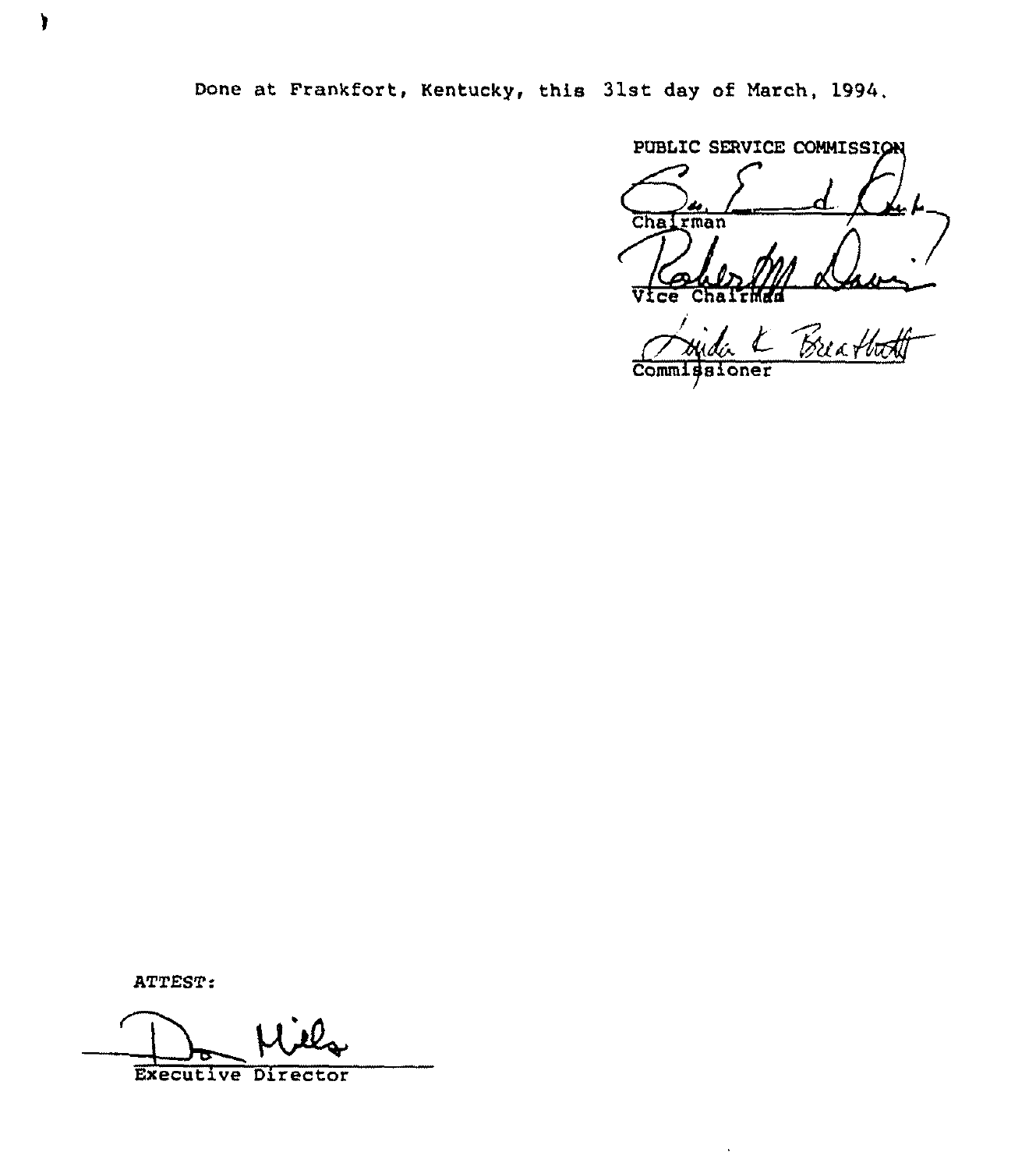Done at Frankfort, Kentucky, this 31st day of March, 1994.

PUBLIC SERVICE COMMISSION

Chairman

Vice Chairman

Commissioner

ATTEST:

Executive Director